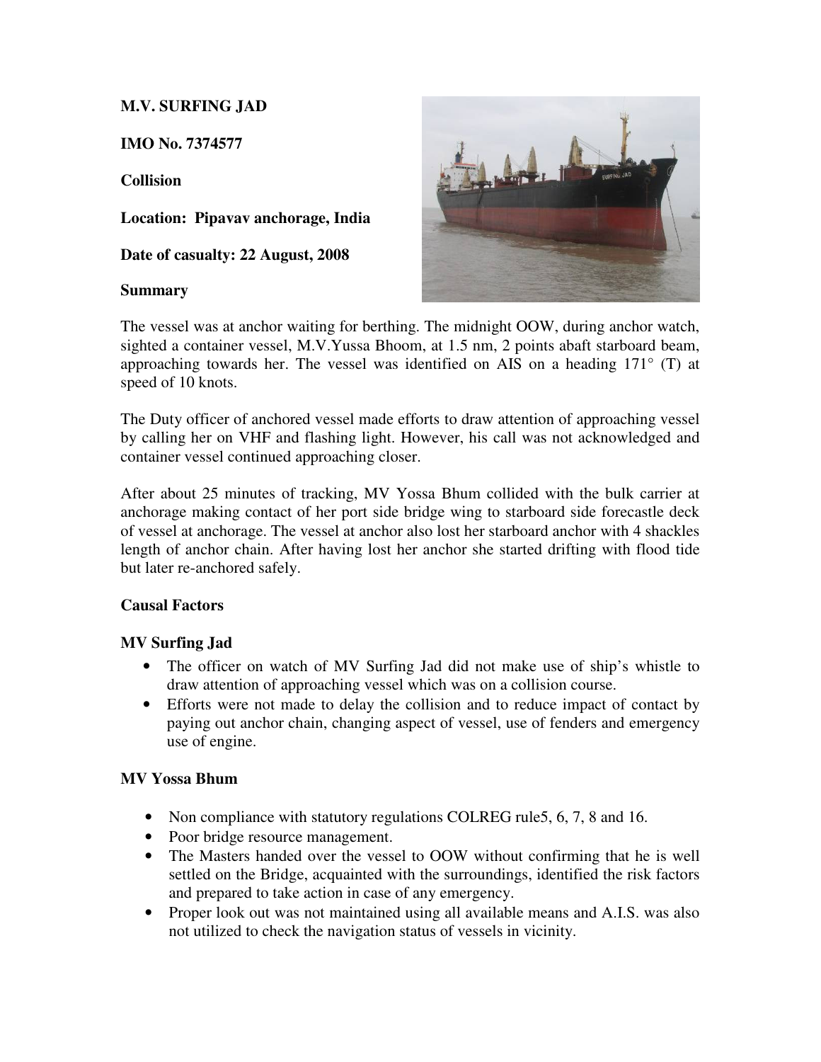**M.V. SURFING JAD**

**IMO No. 7374577**

**Collision**

**Location: Pipavav anchorage, India**

**Date of casualty: 22 August, 2008**

**Summary**

The vessel was at anchor waiting for berthing. The midnight OOW, during anchor watch, sighted a container vessel, M.V.Yussa Bhoom, at 1.5 nm, 2 points abaft starboard beam, approaching towards her. The vessel was identified on AIS on a heading 171° (T) at speed of 10 knots.

The Duty officer of anchored vessel made efforts to draw attention of approaching vessel by calling her on VHF and flashing light. However, his call was not acknowledged and container vessel continued approaching closer.

After about 25 minutes of tracking, MV Yossa Bhum collided with the bulk carrier at anchorage making contact of her port side bridge wing to starboard side forecastle deck of vessel at anchorage. The vessel at anchor also lost her starboard anchor with 4 shackles length of anchor chain. After having lost her anchor she started drifting with flood tide but later re-anchored safely.

**Causal Factors**

**MV Surfing Jad**

- The officer on watch of MV Surfing Jad did not make use of ship's whistle to draw attention of approaching vessel which was on a collision course.
- Efforts were not made to delay the collision and to reduce impact of contact by paying out anchor chain, changing aspect of vessel, use of fenders and emergency use of engine.

**MV Yossa Bhum**

- Non compliance with statutory regulations COLREG rule5, 6, 7, 8 and 16.
- Poor bridge resource management.
- The Masters handed over the vessel to OOW without confirming that he is well settled on the Bridge, acquainted with the surroundings, identified the risk factors and prepared to take action in case of any emergency.
- Proper look out was not maintained using all available means and A.I.S. was also not utilized to check the navigation status of vessels in vicinity.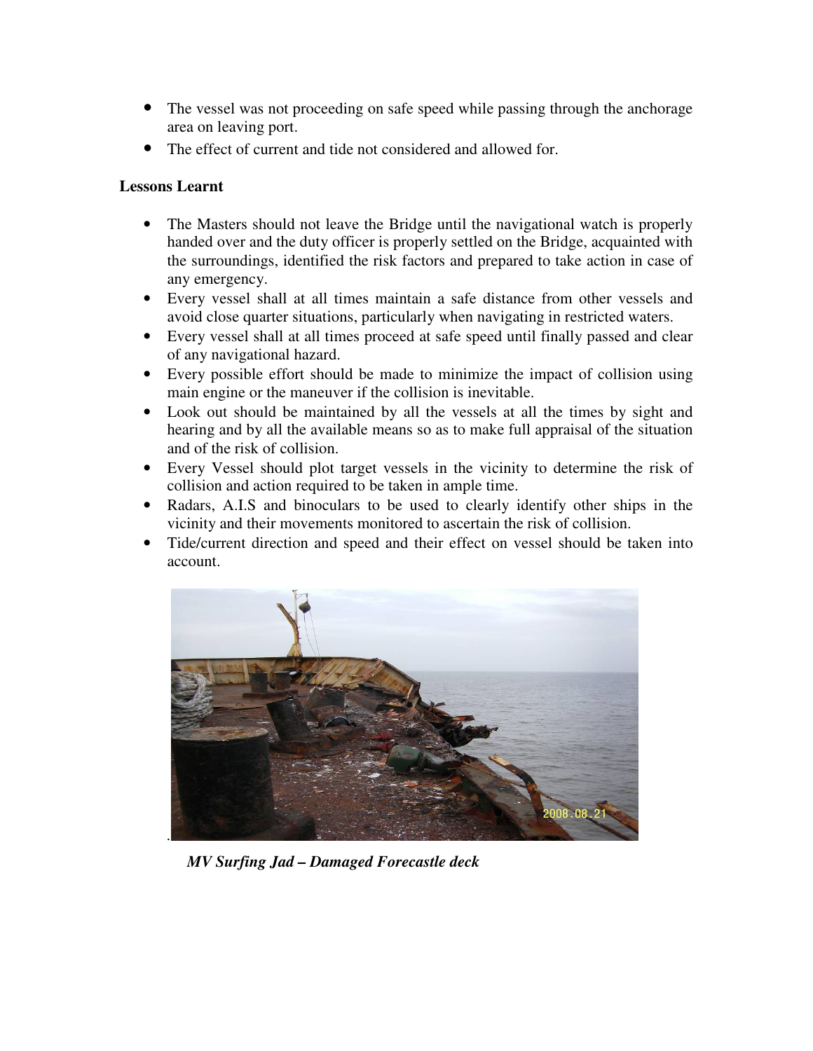- The vessel was not proceeding on safe speed while passing through the anchorage area on leaving port.
- The effect of current and tide not considered and allowed for.

**Lessons Learnt**

- The Masters should not leave the Bridge until the navigational watch is properly handed over and the duty officer is properly settled on the Bridge, acquainted with the surroundings, identified the risk factors and prepared to take action in case of any emergency.
- Every vessel shall at all times maintain a safe distance from other vessels and avoid close quarter situations, particularly when navigating in restricted waters.
- Every vessel shall at all times proceed at safe speed until finally passed and clear of any navigational hazard.
- Every possible effort should be made to minimize the impact of collision using main engine or the maneuver if the collision is inevitable.
- Look out should be maintained by all the vessels at all the times by sight and hearing and by all the available means so as to make full appraisal of the situation and of the risk of collision.
- Every Vessel should plot target vessels in the vicinity to determine the risk of collision and action required to be taken in ample time.
- Radars, A.I.S and binoculars to be used to clearly identify other ships in the vicinity and their movements monitored to ascertain the risk of collision.
- Tide/current direction and speed and their effect on vessel should be taken into account.

*MV Surfing Jad – Damaged Forecastle deck*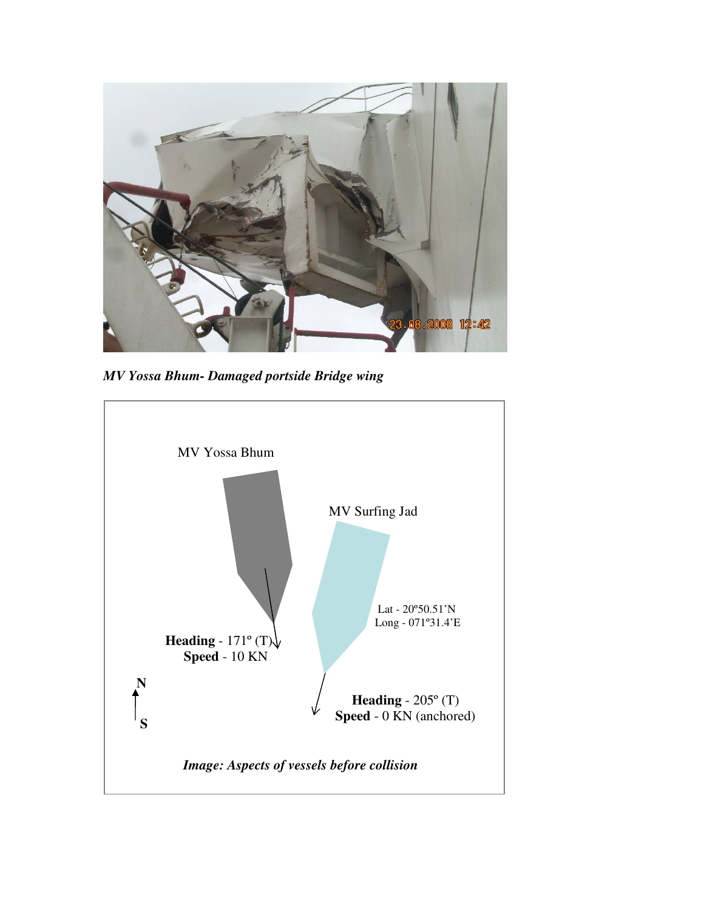*MV Yossa Bhum- Damaged portside Bridge wing*

MV Yossa Bhum

MV Surfing Jad

Lat - 20º50.51'N
Long - 071º31.4'E

**Heading** - 171º (T)
**Speed** - 10 KN

N

S

**Heading** - 205º (T)
**Speed** - 0 KN (anchored)

***Image: Aspects of vessels before collision***